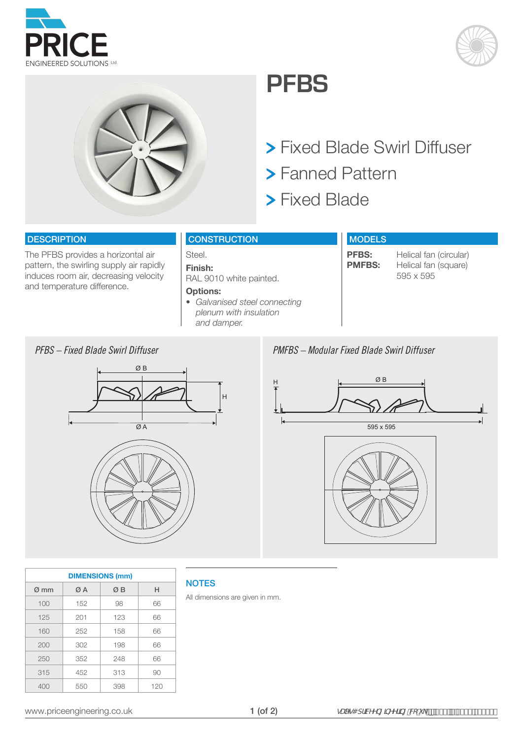# PFBS

- Fixed Blade Swirl Diffuser
- Fanned Pattern
- Fixed Blade

## DESCRIPTION

The PFBS provides a horizontal air pattern, the swirling supply air rapidly induces room air, decreasing velocity and temperature difference.

## CONSTRUCTION

Steel.

**Finish:**
RAL 9010 white painted.

**Options:**
- *Galvanised steel connecting plenum with insulation and damper.*

## MODELS

| | |
|---|---|
| **PFBS:** | Helical fan (circular) |
| **PMFBS:** | Helical fan (square) 595 x 595 |

*PFBS – Fixed Blade Swirl Diffuser*

Ø B

H

Ø A

*PMFBS – Modular Fixed Blade Swirl Diffuser*

H

Ø B

595 x 595

| DIMENSIONS (mm) | | | |
|---|---|---|---|
| Ø mm | Ø A | Ø B | H |
| 100 | 152 | 98 | 66 |
| 125 | 201 | 123 | 66 |
| 160 | 252 | 158 | 66 |
| 200 | 302 | 198 | 66 |
| 250 | 352 | 248 | 66 |
| 315 | 452 | 313 | 90 |
| 400 | 550 | 398 | 120 |

## NOTES

All dimensions are given in mm.

www.priceengineering.co.uk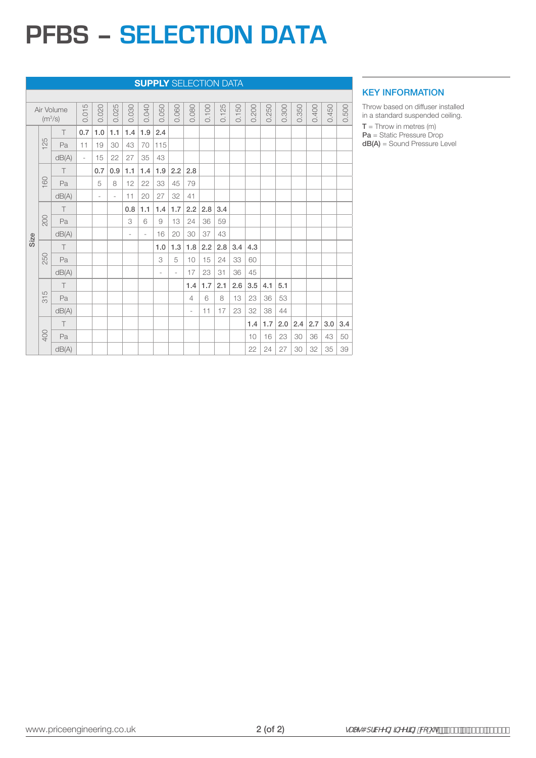# PFBS – SELECTION DATA

## SUPPLY SELECTION DATA

| | | Air Volume (m³/s) | 0.015 | 0.020 | 0.025 | 0.030 | 0.040 | 0.050 | 0.060 | 0.080 | 0.100 | 0.125 | 0.150 | 0.200 | 0.250 | 0.300 | 0.350 | 0.400 | 0.450 | 0.500 |
|---|---|---|---|---|---|---|---|---|---|---|---|---|---|---|---|---|---|---|---|---|
| Size | 125 | T | **0.7** | **1.0** | **1.1** | **1.4** | **1.9** | **2.4** | | | | | | | | | | | | |
| | | Pa | 11 | 19 | 30 | 43 | 70 | 115 | | | | | | | | | | | | |
| | | dB(A) | - | 15 | 22 | 27 | 35 | 43 | | | | | | | | | | | | |
| | 160 | T | | **0.7** | **0.9** | **1.1** | **1.4** | **1.9** | **2.2** | **2.8** | | | | | | | | | | |
| | | Pa | | 5 | 8 | 12 | 22 | 33 | 45 | 79 | | | | | | | | | | |
| | | dB(A) | | - | - | 11 | 20 | 27 | 32 | 41 | | | | | | | | | | |
| | 200 | T | | | | **0.8** | **1.1** | **1.4** | **1.7** | **2.2** | **2.8** | **3.4** | | | | | | | | |
| | | Pa | | | | 3 | 6 | 9 | 13 | 24 | 36 | 59 | | | | | | | | |
| | | dB(A) | | | | - | - | 16 | 20 | 30 | 37 | 43 | | | | | | | | |
| | 250 | T | | | | | | **1.0** | **1.3** | **1.8** | **2.2** | **2.8** | **3.4** | **4.3** | | | | | | |
| | | Pa | | | | | | 3 | 5 | 10 | 15 | 24 | 33 | 60 | | | | | | |
| | | dB(A) | | | | | | - | - | 17 | 23 | 31 | 36 | 45 | | | | | | |
| | 315 | T | | | | | | | | **1.4** | **1.7** | **2.1** | **2.6** | **3.5** | **4.1** | **5.1** | | | | |
| | | Pa | | | | | | | | 4 | 6 | 8 | 13 | 23 | 36 | 53 | | | | |
| | | dB(A) | | | | | | | | - | 11 | 17 | 23 | 32 | 38 | 44 | | | | |
| | 400 | T | | | | | | | | | | | | **1.4** | **1.7** | **2.0** | **2.4** | **2.7** | **3.0** | **3.4** |
| | | Pa | | | | | | | | | | | | 10 | 16 | 23 | 30 | 36 | 43 | 50 |
| | | dB(A) | | | | | | | | | | | | 22 | 24 | 27 | 30 | 32 | 35 | 39 |

### KEY INFORMATION

Throw based on diffuser installed in a standard suspended ceiling.

**T** = Throw in metres (m)
**Pa** = Static Pressure Drop
**dB(A)** = Sound Pressure Level